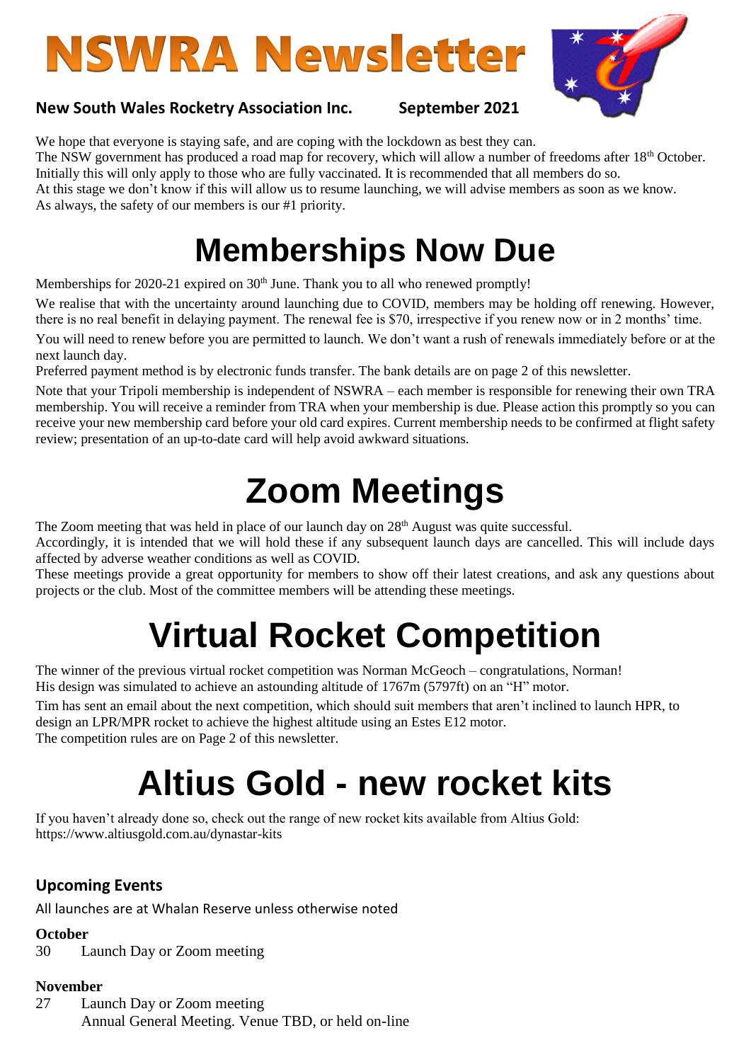# NSWRA Newsletter

**New South Wales Rocketry Association Inc.** **September 2021**

We hope that everyone is staying safe, and are coping with the lockdown as best they can.
The NSW government has produced a road map for recovery, which will allow a number of freedoms after 18th October. Initially this will only apply to those who are fully vaccinated. It is recommended that all members do so.
At this stage we don't know if this will allow us to resume launching, we will advise members as soon as we know.
As always, the safety of our members is our #1 priority.

# Memberships Now Due

Memberships for 2020-21 expired on 30th June. Thank you to all who renewed promptly!

We realise that with the uncertainty around launching due to COVID, members may be holding off renewing. However, there is no real benefit in delaying payment. The renewal fee is $70, irrespective if you renew now or in 2 months' time.

You will need to renew before you are permitted to launch. We don't want a rush of renewals immediately before or at the next launch day.

Preferred payment method is by electronic funds transfer. The bank details are on page 2 of this newsletter.

Note that your Tripoli membership is independent of NSWRA – each member is responsible for renewing their own TRA membership. You will receive a reminder from TRA when your membership is due. Please action this promptly so you can receive your new membership card before your old card expires. Current membership needs to be confirmed at flight safety review; presentation of an up-to-date card will help avoid awkward situations.

# Zoom Meetings

The Zoom meeting that was held in place of our launch day on 28th August was quite successful.
Accordingly, it is intended that we will hold these if any subsequent launch days are cancelled. This will include days affected by adverse weather conditions as well as COVID.
These meetings provide a great opportunity for members to show off their latest creations, and ask any questions about projects or the club. Most of the committee members will be attending these meetings.

# Virtual Rocket Competition

The winner of the previous virtual rocket competition was Norman McGeoch – congratulations, Norman!
His design was simulated to achieve an astounding altitude of 1767m (5797ft) on an "H" motor.

Tim has sent an email about the next competition, which should suit members that aren't inclined to launch HPR, to design an LPR/MPR rocket to achieve the highest altitude using an Estes E12 motor.
The competition rules are on Page 2 of this newsletter.

# Altius Gold - new rocket kits

If you haven't already done so, check out the range of new rocket kits available from Altius Gold:
https://www.altiusgold.com.au/dynastar-kits

## Upcoming Events

All launches are at Whalan Reserve unless otherwise noted

**October**
30 Launch Day or Zoom meeting

**November**
27 Launch Day or Zoom meeting
Annual General Meeting. Venue TBD, or held on-line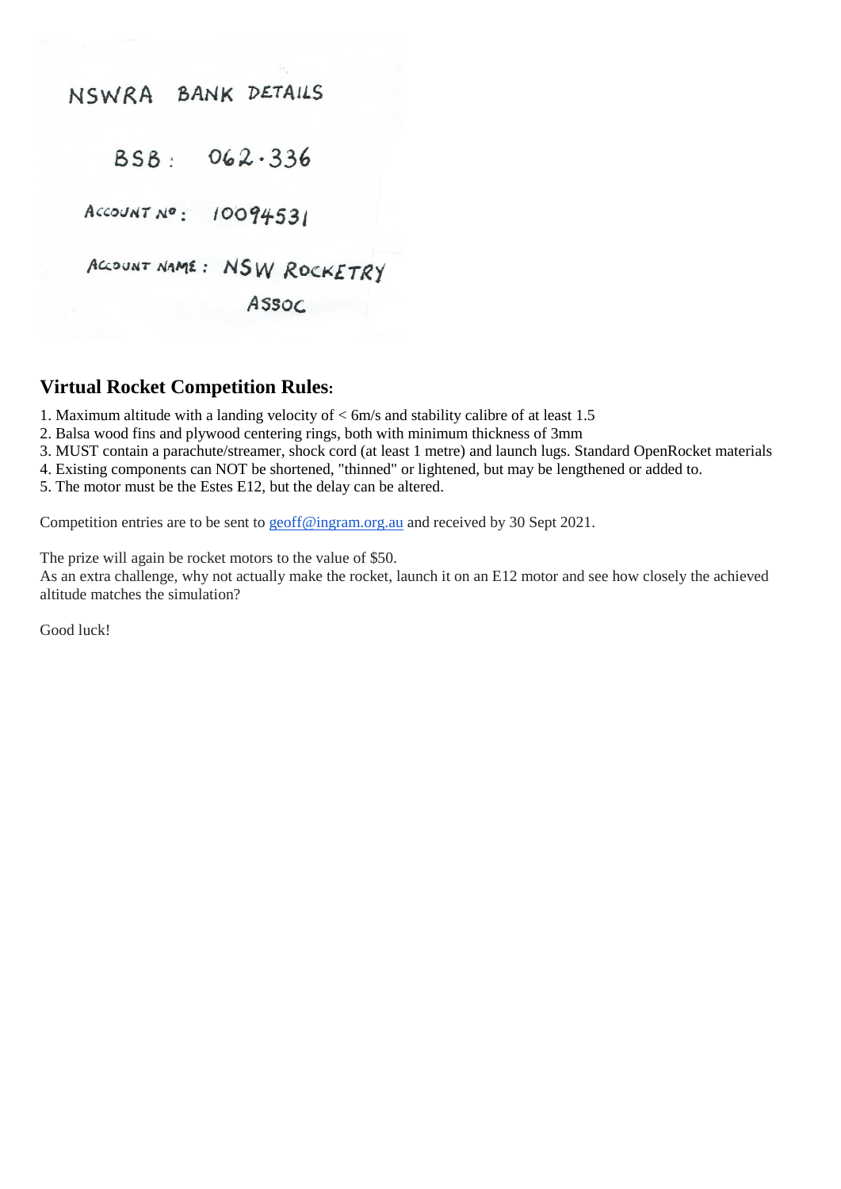NSWRA BANK DETAILS

BSB: 062.336

ACCOUNT NO: 10094531

ACCOUNT NAME: NSW ROCKETRY ASSOC

## Virtual Rocket Competition Rules:

1. Maximum altitude with a landing velocity of < 6m/s and stability calibre of at least 1.5
2. Balsa wood fins and plywood centering rings, both with minimum thickness of 3mm
3. MUST contain a parachute/streamer, shock cord (at least 1 metre) and launch lugs. Standard OpenRocket materials
4. Existing components can NOT be shortened, "thinned" or lightened, but may be lengthened or added to.
5. The motor must be the Estes E12, but the delay can be altered.

Competition entries are to be sent to geoff@ingram.org.au and received by 30 Sept 2021.

The prize will again be rocket motors to the value of $50.
As an extra challenge, why not actually make the rocket, launch it on an E12 motor and see how closely the achieved altitude matches the simulation?

Good luck!